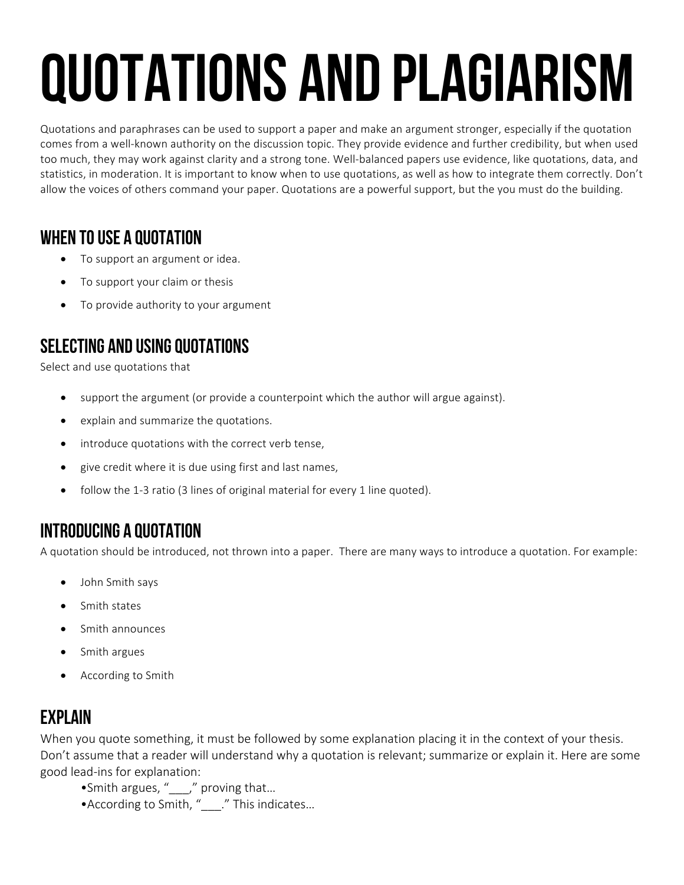# QUOTATIONS AND PLAGIARISM

Quotations and paraphrases can be used to support a paper and make an argument stronger, especially if the quotation comes from a well-known authority on the discussion topic. They provide evidence and further credibility, but when used too much, they may work against clarity and a strong tone. Well-balanced papers use evidence, like quotations, data, and statistics, in moderation. It is important to know when to use quotations, as well as how to integrate them correctly. Don't allow the voices of others command your paper. Quotations are a powerful support, but the you must do the building.

## WHEN TO USE A QUOTATION

- To support an argument or idea.
- To support your claim or thesis
- To provide authority to your argument

## SELECTING AND USING QUOTATIONS

Select and use quotations that

- support the argument (or provide a counterpoint which the author will argue against).
- explain and summarize the quotations.
- introduce quotations with the correct verb tense,
- give credit where it is due using first and last names,
- follow the 1-3 ratio (3 lines of original material for every 1 line quoted).

## INTRODUCING A QUOTATION

A quotation should be introduced, not thrown into a paper. There are many ways to introduce a quotation. For example:

- John Smith says
- Smith states
- Smith announces
- Smith argues
- According to Smith

## EXPLAIN

When you quote something, it must be followed by some explanation placing it in the context of your thesis. Don't assume that a reader will understand why a quotation is relevant; summarize or explain it. Here are some good lead-ins for explanation:

- Smith argues, "___," proving that…
- According to Smith, "___." This indicates…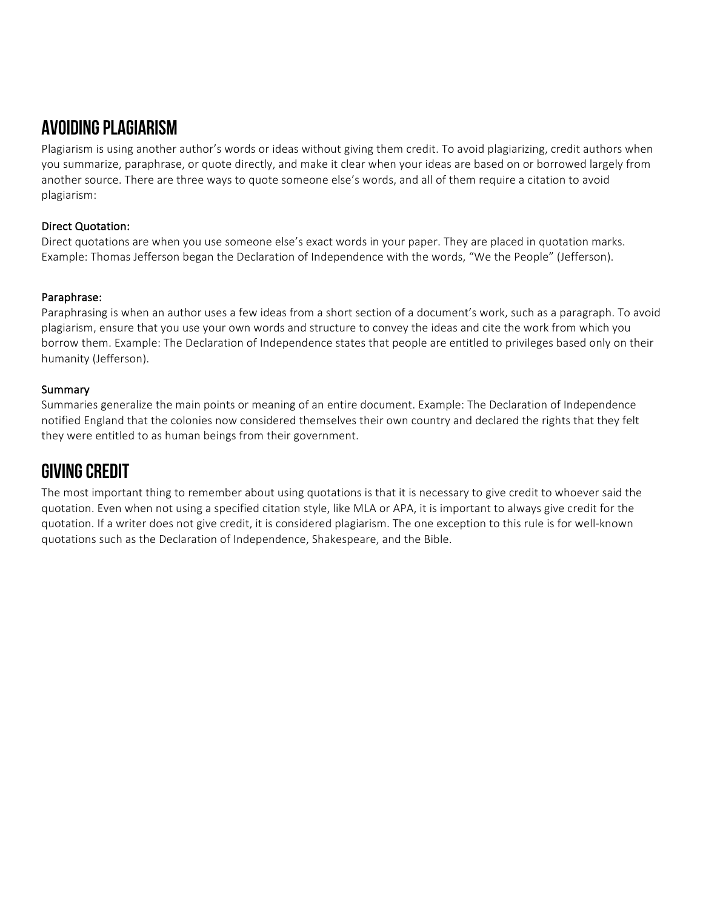## AVOIDING PLAGIARISM

Plagiarism is using another author's words or ideas without giving them credit. To avoid plagiarizing, credit authors when you summarize, paraphrase, or quote directly, and make it clear when your ideas are based on or borrowed largely from another source. There are three ways to quote someone else's words, and all of them require a citation to avoid plagiarism:

### Direct Quotation:

Direct quotations are when you use someone else's exact words in your paper. They are placed in quotation marks. Example: Thomas Jefferson began the Declaration of Independence with the words, "We the People" (Jefferson).

### Paraphrase:

Paraphrasing is when an author uses a few ideas from a short section of a document's work, such as a paragraph. To avoid plagiarism, ensure that you use your own words and structure to convey the ideas and cite the work from which you borrow them. Example: The Declaration of Independence states that people are entitled to privileges based only on their humanity (Jefferson).

### Summary

Summaries generalize the main points or meaning of an entire document. Example: The Declaration of Independence notified England that the colonies now considered themselves their own country and declared the rights that they felt they were entitled to as human beings from their government.

## GIVING CREDIT

The most important thing to remember about using quotations is that it is necessary to give credit to whoever said the quotation. Even when not using a specified citation style, like MLA or APA, it is important to always give credit for the quotation. If a writer does not give credit, it is considered plagiarism. The one exception to this rule is for well-known quotations such as the Declaration of Independence, Shakespeare, and the Bible.